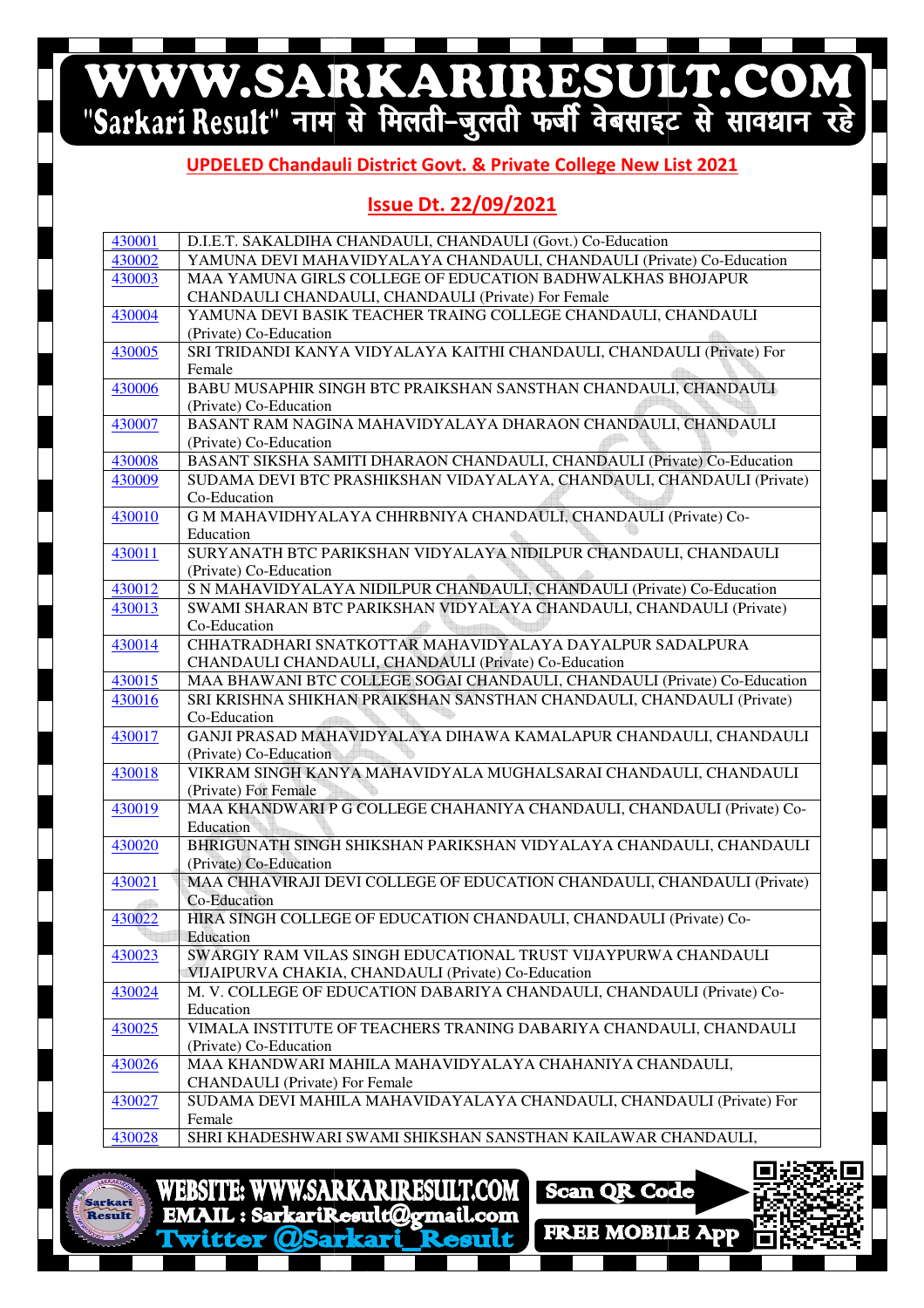# WWW.SARKARIRESULT.COM

"Sarkari Result" नाम से मिलती-जुलती फर्जी वेबसाइट से सावधान रहे

## UPDELED Chandauli District Govt. & Private College New List 2021

## Issue Dt. 22/09/2021

| Code | College |
|---|---|
| 430001 | D.I.E.T. SAKALDIHA CHANDAULI, CHANDAULI (Govt.) Co-Education |
| 430002 | YAMUNA DEVI MAHAVIDYALAYA CHANDAULI, CHANDAULI (Private) Co-Education |
| 430003 | MAA YAMUNA GIRLS COLLEGE OF EDUCATION BADHWALKHAS BHOJAPUR CHANDAULI CHANDAULI, CHANDAULI (Private) For Female |
| 430004 | YAMUNA DEVI BASIK TEACHER TRAING COLLEGE CHANDAULI, CHANDAULI (Private) Co-Education |
| 430005 | SRI TRIDANDI KANYA VIDYALAYA KAITHI CHANDAULI, CHANDAULI (Private) For Female |
| 430006 | BABU MUSAPHIR SINGH BTC PRAIKSHAN SANSTHAN CHANDAULI, CHANDAULI (Private) Co-Education |
| 430007 | BASANT RAM NAGINA MAHAVIDYALAYA DHARAON CHANDAULI, CHANDAULI (Private) Co-Education |
| 430008 | BASANT SIKSHA SAMITI DHARAON CHANDAULI, CHANDAULI (Private) Co-Education |
| 430009 | SUDAMA DEVI BTC PRASHIKSHAN VIDAYALAYA, CHANDAULI, CHANDAULI (Private) Co-Education |
| 430010 | G M MAHAVIDHYALAYA CHHRBNIYA CHANDAULI, CHANDAULI (Private) Co-Education |
| 430011 | SURYANATH BTC PARIKSHAN VIDYALAYA NIDILPUR CHANDAULI, CHANDAULI (Private) Co-Education |
| 430012 | S N MAHAVIDYALAYA NIDILPUR CHANDAULI, CHANDAULI (Private) Co-Education |
| 430013 | SWAMI SHARAN BTC PARIKSHAN VIDYALAYA CHANDAULI, CHANDAULI (Private) Co-Education |
| 430014 | CHHATRADHARI SNATKOTTAR MAHAVIDYALAYA DAYALPUR SADALPURA CHANDAULI CHANDAULI, CHANDAULI (Private) Co-Education |
| 430015 | MAA BHAWANI BTC COLLEGE SOGAI CHANDAULI, CHANDAULI (Private) Co-Education |
| 430016 | SRI KRISHNA SHIKHAN PRAIKSHAN SANSTHAN CHANDAULI, CHANDAULI (Private) Co-Education |
| 430017 | GANJI PRASAD MAHAVIDYALAYA DIHAWA KAMALAPUR CHANDAULI, CHANDAULI (Private) Co-Education |
| 430018 | VIKRAM SINGH KANYA MAHAVIDYALA MUGHALSARAI CHANDAULI, CHANDAULI (Private) For Female |
| 430019 | MAA KHANDWARI P G COLLEGE CHAHANIYA CHANDAULI, CHANDAULI (Private) Co-Education |
| 430020 | BHRIGUNATH SINGH SHIKSHAN PARIKSHAN VIDYALAYA CHANDAULI, CHANDAULI (Private) Co-Education |
| 430021 | MAA CHHAVIRAJI DEVI COLLEGE OF EDUCATION CHANDAULI, CHANDAULI (Private) Co-Education |
| 430022 | HIRA SINGH COLLEGE OF EDUCATION CHANDAULI, CHANDAULI (Private) Co-Education |
| 430023 | SWARGIY RAM VILAS SINGH EDUCATIONAL TRUST VIJAYPURWA CHANDAULI VIJAIPURVA CHAKIA, CHANDAULI (Private) Co-Education |
| 430024 | M. V. COLLEGE OF EDUCATION DABARIYA CHANDAULI, CHANDAULI (Private) Co-Education |
| 430025 | VIMALA INSTITUTE OF TEACHERS TRANING DABARIYA CHANDAULI, CHANDAULI (Private) Co-Education |
| 430026 | MAA KHANDWARI MAHILA MAHAVIDYALAYA CHAHANIYA CHANDAULI, CHANDAULI (Private) For Female |
| 430027 | SUDAMA DEVI MAHILA MAHAVIDAYALAYA CHANDAULI, CHANDAULI (Private) For Female |
| 430028 | SHRI KHADESHWARI SWAMI SHIKSHAN SANSTHAN KAILAWAR CHANDAULI, |

WEBSITE: WWW.SARKARIRESULT.COM
EMAIL : SarkariResult@gmail.com
Twitter @Sarkari_Result
Scan QR Code
FREE MOBILE App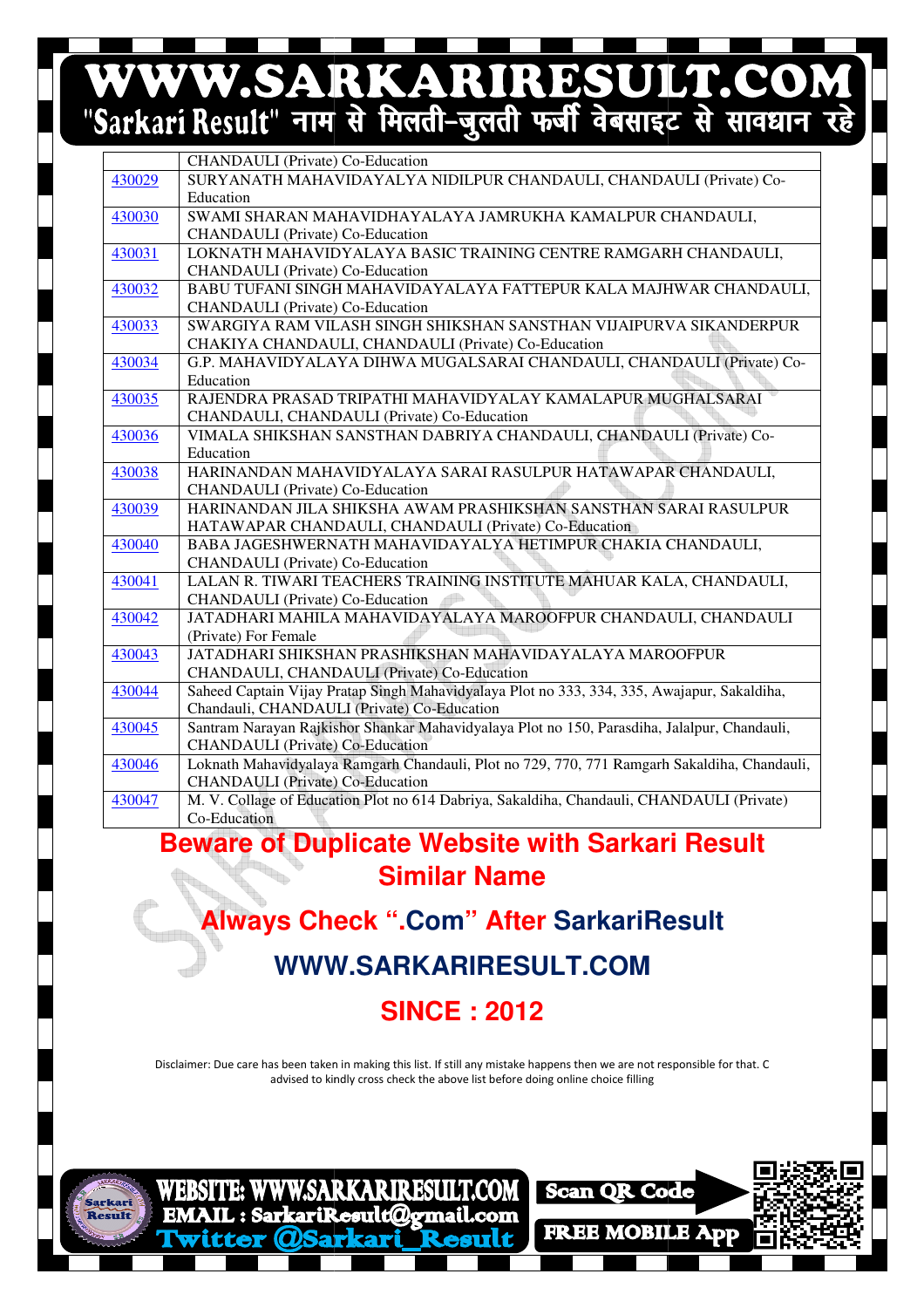| | |
|---|---|
| | CHANDAULI (Private) Co-Education |
| 430029 | SURYANATH MAHAVIDAYALYA NIDILPUR CHANDAULI, CHANDAULI (Private) Co-Education |
| 430030 | SWAMI SHARAN MAHAVIDHAYALAYA JAMRUKHA KAMALPUR CHANDAULI, CHANDAULI (Private) Co-Education |
| 430031 | LOKNATH MAHAVIDYALAYA BASIC TRAINING CENTRE RAMGARH CHANDAULI, CHANDAULI (Private) Co-Education |
| 430032 | BABU TUFANI SINGH MAHAVIDAYALAYA FATTEPUR KALA MAJHWAR CHANDAULI, CHANDAULI (Private) Co-Education |
| 430033 | SWARGIYA RAM VILASH SINGH SHIKSHAN SANSTHAN VIJAIPURVA SIKANDERPUR CHAKIYA CHANDAULI, CHANDAULI (Private) Co-Education |
| 430034 | G.P. MAHAVIDYALAYA DIHWA MUGALSARAI CHANDAULI, CHANDAULI (Private) Co-Education |
| 430035 | RAJENDRA PRASAD TRIPATHI MAHAVIDYALAY KAMALAPUR MUGHALSARAI CHANDAULI, CHANDAULI (Private) Co-Education |
| 430036 | VIMALA SHIKSHAN SANSTHAN DABRIYA CHANDAULI, CHANDAULI (Private) Co-Education |
| 430038 | HARINANDAN MAHAVIDYALAYA SARAI RASULPUR HATAWAPAR CHANDAULI, CHANDAULI (Private) Co-Education |
| 430039 | HARINANDAN JILA SHIKSHA AWAM PRASHIKSHAN SANSTHAN SARAI RASULPUR HATAWAPAR CHANDAULI, CHANDAULI (Private) Co-Education |
| 430040 | BABA JAGESHWERNATH MAHAVIDAYALYA HETIMPUR CHAKIA CHANDAULI, CHANDAULI (Private) Co-Education |
| 430041 | LALAN R. TIWARI TEACHERS TRAINING INSTITUTE MAHUAR KALA, CHANDAULI, CHANDAULI (Private) Co-Education |
| 430042 | JATADHARI MAHILA MAHAVIDAYALAYA MAROOFPUR CHANDAULI, CHANDAULI (Private) For Female |
| 430043 | JATADHARI SHIKSHAN PRASHIKSHAN MAHAVIDAYALAYA MAROOFPUR CHANDAULI, CHANDAULI (Private) Co-Education |
| 430044 | Saheed Captain Vijay Pratap Singh Mahavidyalaya Plot no 333, 334, 335, Awajapur, Sakaldiha, Chandauli, CHANDAULI (Private) Co-Education |
| 430045 | Santram Narayan Rajkishor Shankar Mahavidyalaya Plot no 150, Parasdiha, Jalalpur, Chandauli, CHANDAULI (Private) Co-Education |
| 430046 | Loknath Mahavidyalaya Ramgarh Chandauli, Plot no 729, 770, 771 Ramgarh Sakaldiha, Chandauli, CHANDAULI (Private) Co-Education |
| 430047 | M. V. Collage of Education Plot no 614 Dabriya, Sakaldiha, Chandauli, CHANDAULI (Private) Co-Education |

**Beware of Duplicate Website with Sarkari Result Similar Name**

**Always Check ".Com" After SarkariResult**

**WWW.SARKARIRESULT.COM**

**SINCE : 2012**

Disclaimer: Due care has been taken in making this list. If still any mistake happens then we are not responsible for that. C advised to kindly cross check the above list before doing online choice filling